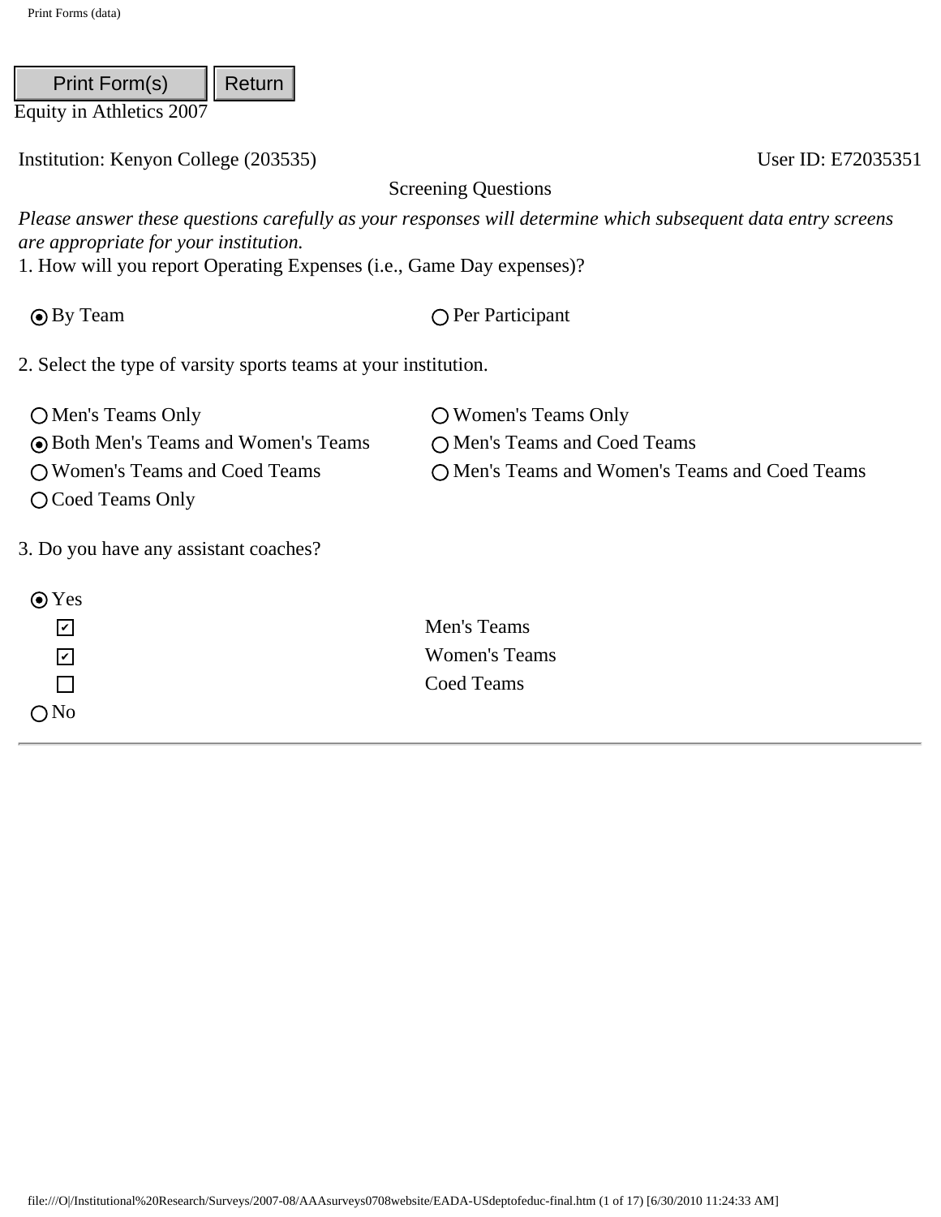Print Form(s) | Return

Equity in Athletics 2007

Institution: Kenyon College (203535) User ID: E72035351

## Screening Questions

*Please answer these questions carefully as your responses will determine which subsequent data entry screens are appropriate for your institution.*

1. How will you report Operating Expenses (i.e., Game Day expenses)?

- (●) By Team
- ( ) Per Participant

2. Select the type of varsity sports teams at your institution.

- ( ) Men's Teams Only
- ( ) Women's Teams Only
- (●) Both Men's Teams and Women's Teams
- ( ) Men's Teams and Coed Teams
- ( ) Women's Teams and Coed Teams
- ( ) Men's Teams and Women's Teams and Coed Teams
- ( ) Coed Teams Only

3. Do you have any assistant coaches?

- (●) Yes
  - [x] Men's Teams
  - [x] Women's Teams
  - [ ] Coed Teams
- ( ) No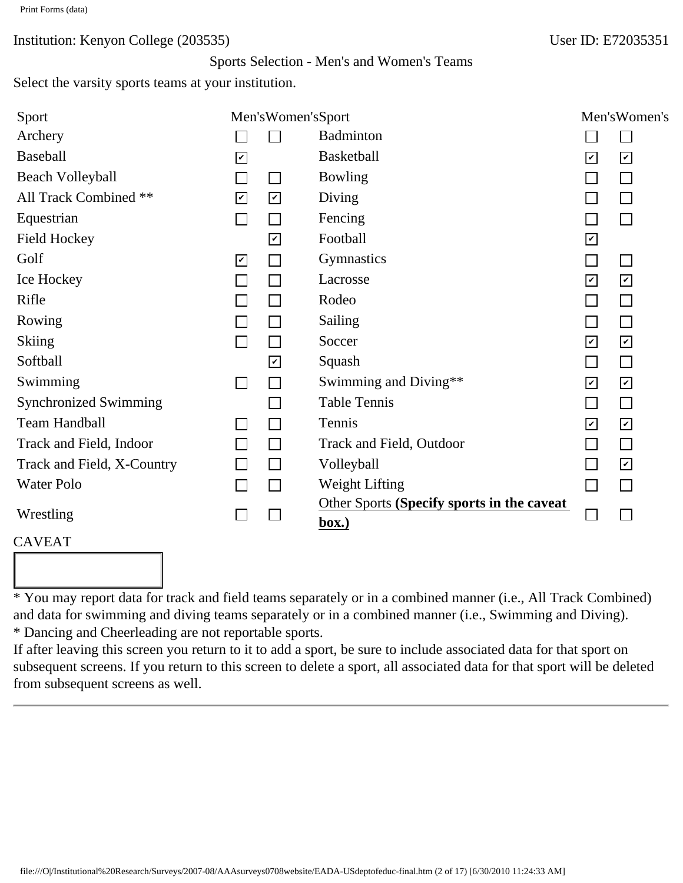Institution: Kenyon College (203535)

User ID: E72035351

Sports Selection - Men's and Women's Teams

Select the varsity sports teams at your institution.

| Sport | Men's | Women's | Sport | Men's | Women's |
|---|---|---|---|---|---|
| Archery | ☐ | ☐ | Badminton | ☐ | ☐ |
| Baseball | ☑ | | Basketball | ☑ | ☑ |
| Beach Volleyball | ☐ | ☐ | Bowling | ☐ | ☐ |
| All Track Combined ** | ☑ | ☑ | Diving | ☐ | ☐ |
| Equestrian | ☐ | ☐ | Fencing | ☐ | ☐ |
| Field Hockey | | ☑ | Football | ☑ | |
| Golf | ☑ | ☐ | Gymnastics | ☐ | ☐ |
| Ice Hockey | ☐ | ☐ | Lacrosse | ☑ | ☑ |
| Rifle | ☐ | ☐ | Rodeo | ☐ | ☐ |
| Rowing | ☐ | ☐ | Sailing | ☐ | ☐ |
| Skiing | ☐ | ☐ | Soccer | ☑ | ☑ |
| Softball | | ☑ | Squash | ☐ | ☐ |
| Swimming | ☐ | ☐ | Swimming and Diving** | ☑ | ☑ |
| Synchronized Swimming | | ☐ | Table Tennis | ☐ | ☐ |
| Team Handball | ☐ | ☐ | Tennis | ☑ | ☑ |
| Track and Field, Indoor | ☐ | ☐ | Track and Field, Outdoor | ☐ | ☐ |
| Track and Field, X-Country | ☐ | ☐ | Volleyball | ☐ | ☑ |
| Water Polo | ☐ | ☐ | Weight Lifting | ☐ | ☐ |
| Wrestling | ☐ | ☐ | Other Sports **(Specify sports in the caveat box.)** | ☐ | ☐ |

CAVEAT

* You may report data for track and field teams separately or in a combined manner (i.e., All Track Combined) and data for swimming and diving teams separately or in a combined manner (i.e., Swimming and Diving).
* Dancing and Cheerleading are not reportable sports.

If after leaving this screen you return to it to add a sport, be sure to include associated data for that sport on subsequent screens. If you return to this screen to delete a sport, all associated data for that sport will be deleted from subsequent screens as well.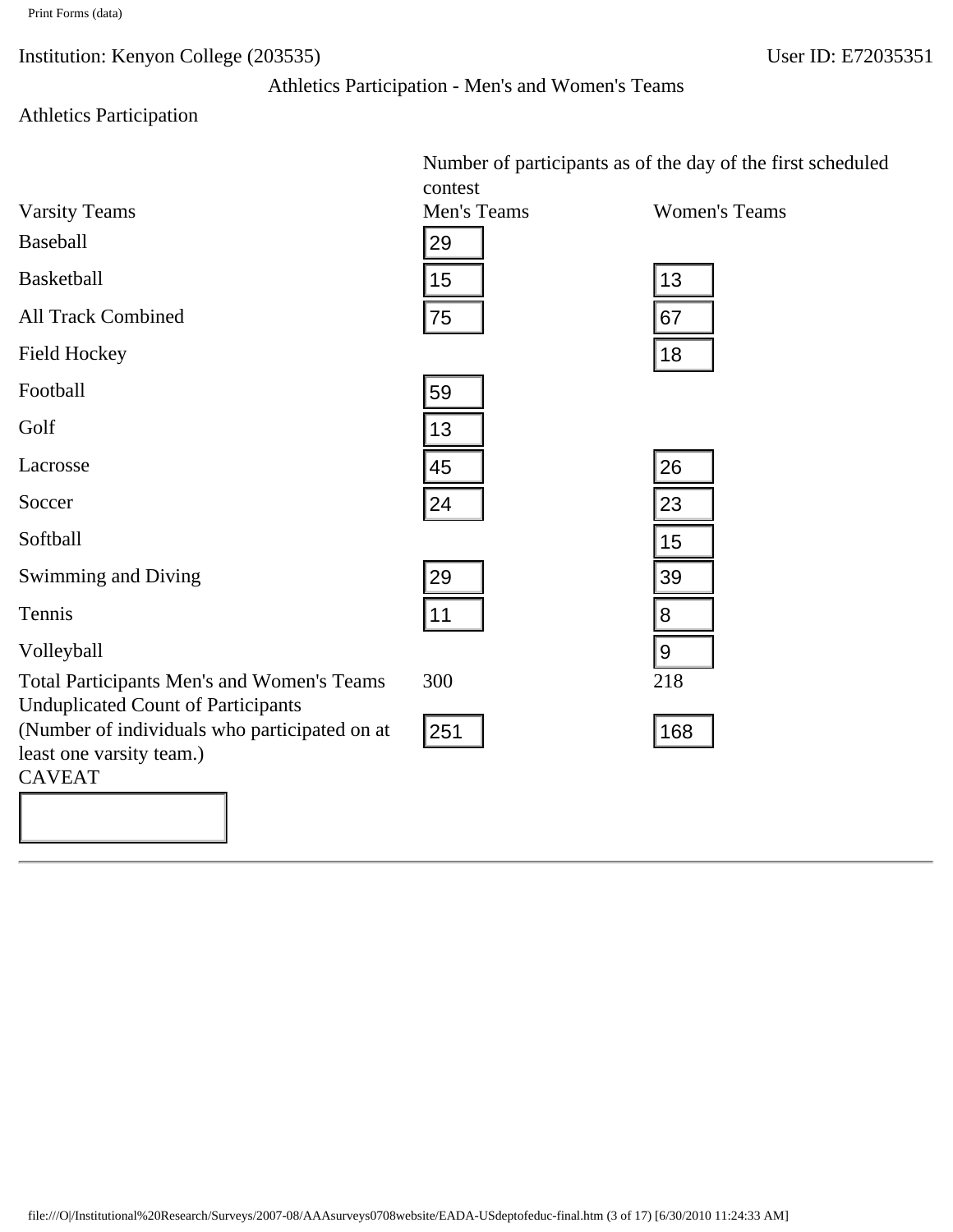Institution: Kenyon College (203535) User ID: E72035351

## Athletics Participation - Men's and Women's Teams

### Athletics Participation

| Varsity Teams | Number of participants as of the day of the first scheduled contest | |
|---|---|---|
| | Men's Teams | Women's Teams |
| Baseball | 29 | |
| Basketball | 15 | 13 |
| All Track Combined | 75 | 67 |
| Field Hockey | | 18 |
| Football | 59 | |
| Golf | 13 | |
| Lacrosse | 45 | 26 |
| Soccer | 24 | 23 |
| Softball | | 15 |
| Swimming and Diving | 29 | 39 |
| Tennis | 11 | 8 |
| Volleyball | | 9 |
| Total Participants Men's and Women's Teams | 300 | 218 |
| Unduplicated Count of Participants (Number of individuals who participated on at least one varsity team.) | 251 | 168 |

CAVEAT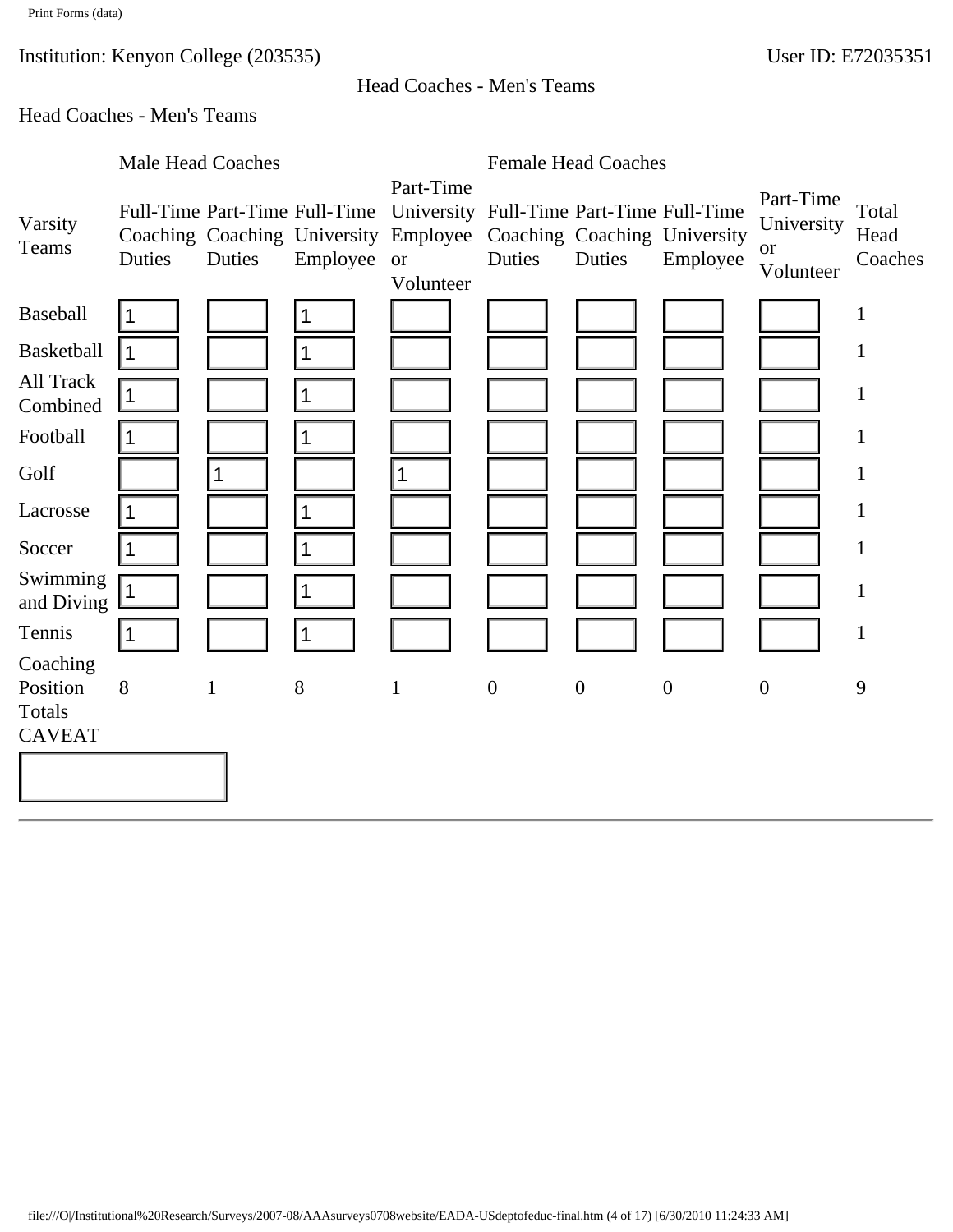Institution: Kenyon College (203535) User ID: E72035351

Head Coaches - Men's Teams

Head Coaches - Men's Teams

| Varsity Teams | Male Head Coaches | | | | Female Head Coaches | | | | Total Head Coaches |
|---|---|---|---|---|---|---|---|---|---|
| | Full-Time Coaching Duties | Part-Time Coaching Duties | Full-Time University Employee | Part-Time University Employee or Volunteer | Full-Time Coaching Duties | Part-Time Coaching Duties | Full-Time University Employee | Part-Time University or Volunteer | |
| Baseball | 1 | | 1 | | | | | | 1 |
| Basketball | 1 | | 1 | | | | | | 1 |
| All Track Combined | 1 | | 1 | | | | | | 1 |
| Football | 1 | | 1 | | | | | | 1 |
| Golf | | 1 | | 1 | | | | | 1 |
| Lacrosse | 1 | | 1 | | | | | | 1 |
| Soccer | 1 | | 1 | | | | | | 1 |
| Swimming and Diving | 1 | | 1 | | | | | | 1 |
| Tennis | 1 | | 1 | | | | | | 1 |
| Coaching Position Totals | 8 | 1 | 8 | 1 | 0 | 0 | 0 | 0 | 9 |

CAVEAT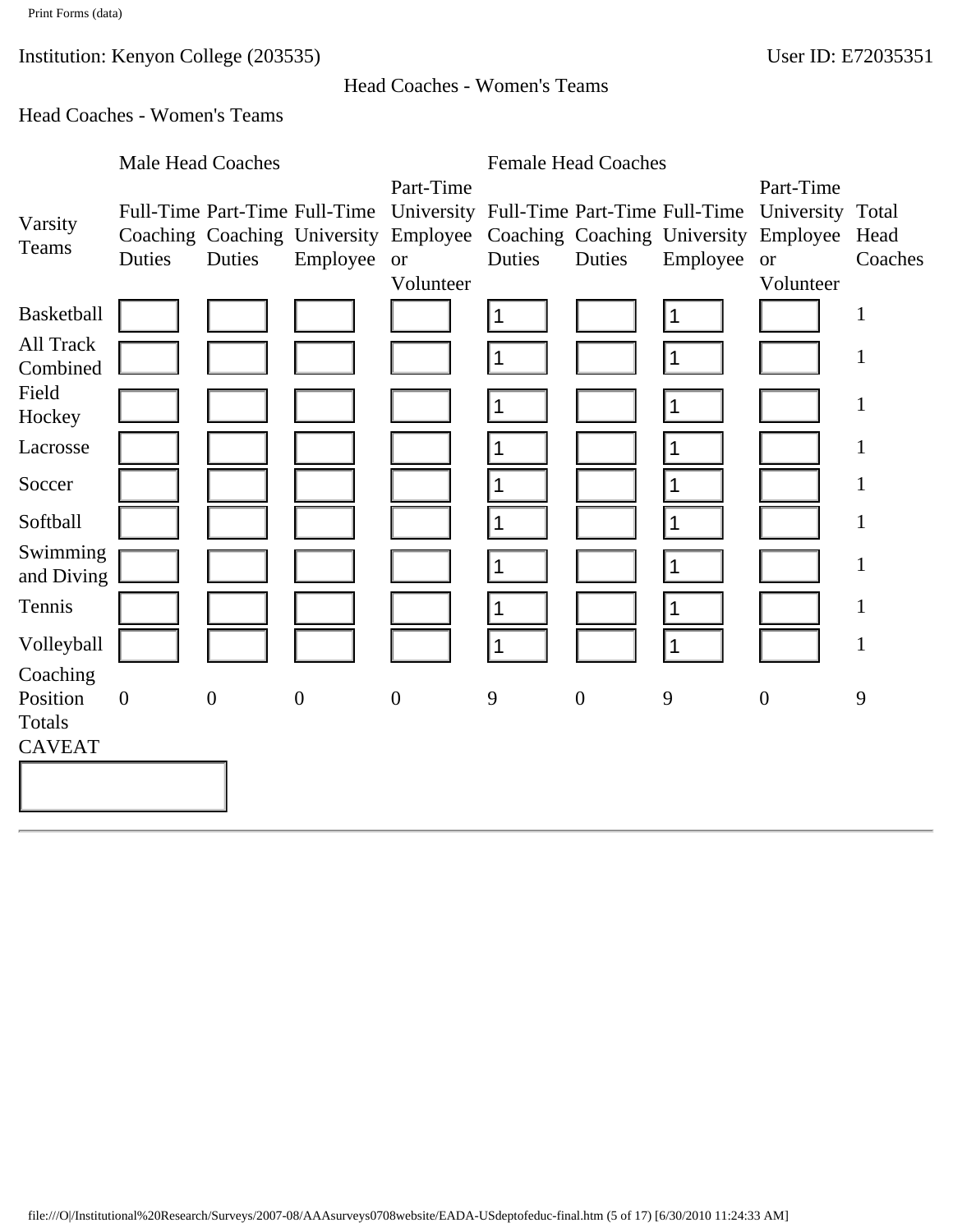Institution: Kenyon College (203535)

User ID: E72035351

## Head Coaches - Women's Teams

Head Coaches - Women's Teams

| Varsity Teams | Male Head Coaches | | | | Female Head Coaches | | | | Total Head Coaches |
|---|---|---|---|---|---|---|---|---|---|
| | Full-Time Coaching Duties | Part-Time Coaching Duties | Full-Time University Employee | Part-Time University Employee or Volunteer | Full-Time Coaching Duties | Part-Time Coaching Duties | Full-Time University Employee | Part-Time University Employee or Volunteer | |
| Basketball | | | | | 1 | | 1 | | 1 |
| All Track Combined | | | | | 1 | | 1 | | 1 |
| Field Hockey | | | | | 1 | | 1 | | 1 |
| Lacrosse | | | | | 1 | | 1 | | 1 |
| Soccer | | | | | 1 | | 1 | | 1 |
| Softball | | | | | 1 | | 1 | | 1 |
| Swimming and Diving | | | | | 1 | | 1 | | 1 |
| Tennis | | | | | 1 | | 1 | | 1 |
| Volleyball | | | | | 1 | | 1 | | 1 |
| Coaching Position Totals | 0 | 0 | 0 | 0 | 9 | 0 | 9 | 0 | 9 |

CAVEAT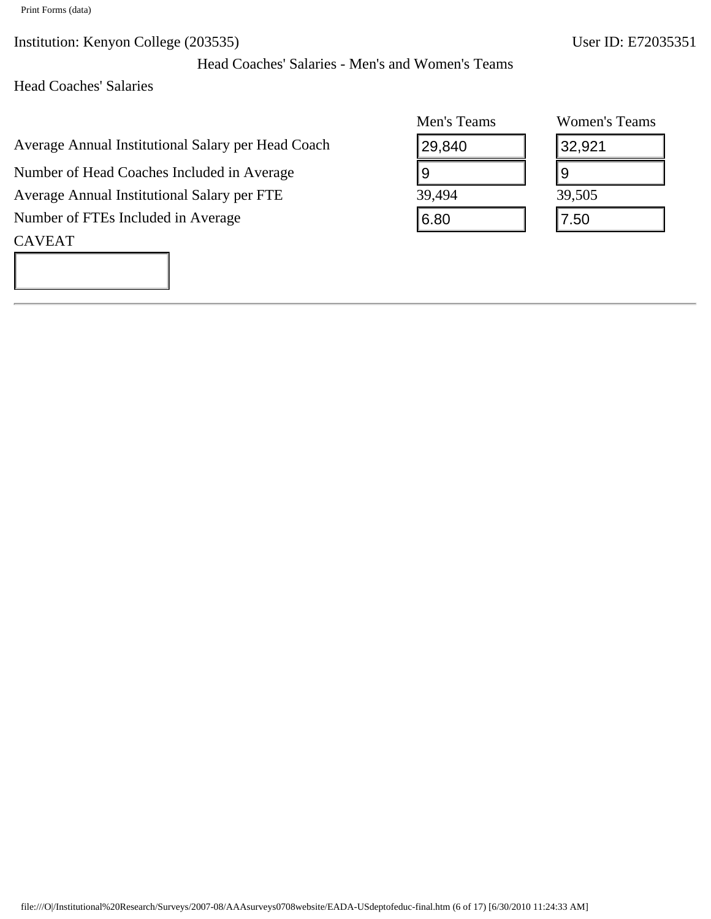Institution: Kenyon College (203535)

User ID: E72035351

## Head Coaches' Salaries - Men's and Women's Teams

### Head Coaches' Salaries

| | Men's Teams | Women's Teams |
|---|---|---|
| Average Annual Institutional Salary per Head Coach | 29,840 | 32,921 |
| Number of Head Coaches Included in Average | 9 | 9 |
| Average Annual Institutional Salary per FTE | 39,494 | 39,505 |
| Number of FTEs Included in Average | 6.80 | 7.50 |

CAVEAT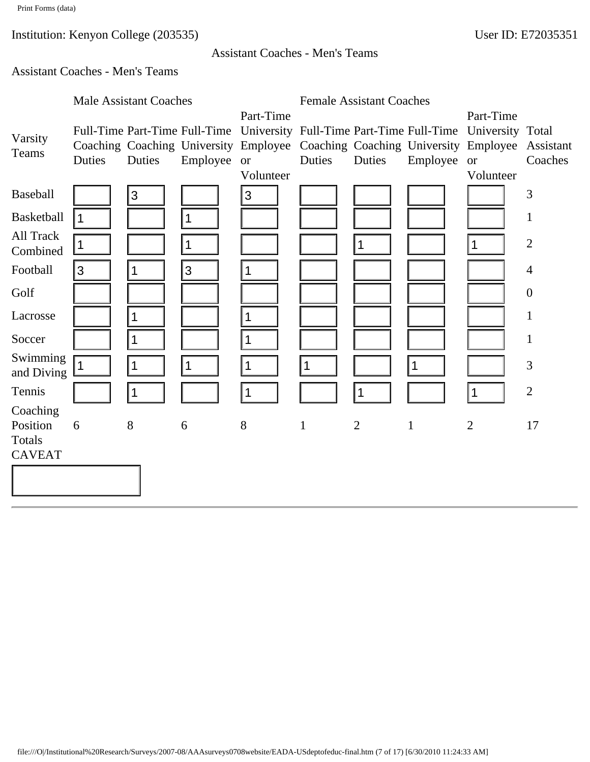Institution: Kenyon College (203535) User ID: E72035351

Assistant Coaches - Men's Teams

Assistant Coaches - Men's Teams

| Varsity Teams | Male Assistant Coaches | | | | Female Assistant Coaches | | | | Total Assistant Coaches |
|---|---|---|---|---|---|---|---|---|---|
| | Full-Time Coaching Duties | Part-Time Coaching Duties | Full-Time University Employee | Part-Time University Employee or Volunteer | Full-Time Coaching Duties | Part-Time Coaching Duties | Full-Time University Employee | Part-Time University Employee or Volunteer | |
| Baseball | | 3 | | 3 | | | | | 3 |
| Basketball | 1 | | 1 | | | | | | 1 |
| All Track Combined | 1 | | 1 | | | 1 | | 1 | 2 |
| Football | 3 | 1 | 3 | 1 | | | | | 4 |
| Golf | | | | | | | | | 0 |
| Lacrosse | | 1 | | 1 | | | | | 1 |
| Soccer | | 1 | | 1 | | | | | 1 |
| Swimming and Diving | 1 | 1 | 1 | 1 | 1 | | 1 | | 3 |
| Tennis | | 1 | | 1 | | 1 | | 1 | 2 |
| Coaching Position Totals | 6 | 8 | 6 | 8 | 1 | 2 | 1 | 2 | 17 |

CAVEAT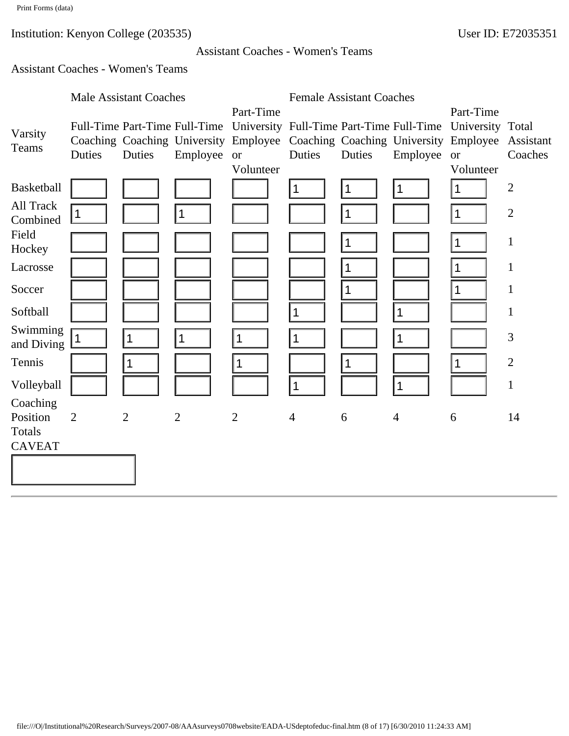Institution: Kenyon College (203535)

User ID: E72035351

Assistant Coaches - Women's Teams

Assistant Coaches - Women's Teams

| Varsity Teams | Male Assistant Coaches | | | | Female Assistant Coaches | | | | Total Assistant Coaches |
|---|---|---|---|---|---|---|---|---|---|
| | Full-Time Coaching Duties | Part-Time Coaching Duties | Full-Time University Employee | Part-Time University Employee or Volunteer | Full-Time Coaching Duties | Part-Time Coaching Duties | Full-Time University Employee | Part-Time University Employee or Volunteer | |
| Basketball | | | | | 1 | 1 | 1 | 1 | 2 |
| All Track Combined | 1 | | 1 | | | 1 | | 1 | 2 |
| Field Hockey | | | | | | 1 | | 1 | 1 |
| Lacrosse | | | | | | 1 | | 1 | 1 |
| Soccer | | | | | | 1 | | 1 | 1 |
| Softball | | | | | 1 | | 1 | | 1 |
| Swimming and Diving | 1 | 1 | 1 | 1 | 1 | | 1 | | 3 |
| Tennis | | 1 | | 1 | | 1 | | 1 | 2 |
| Volleyball | | | | | 1 | | 1 | | 1 |
| Coaching Position Totals | 2 | 2 | 2 | 2 | 4 | 6 | 4 | 6 | 14 |

CAVEAT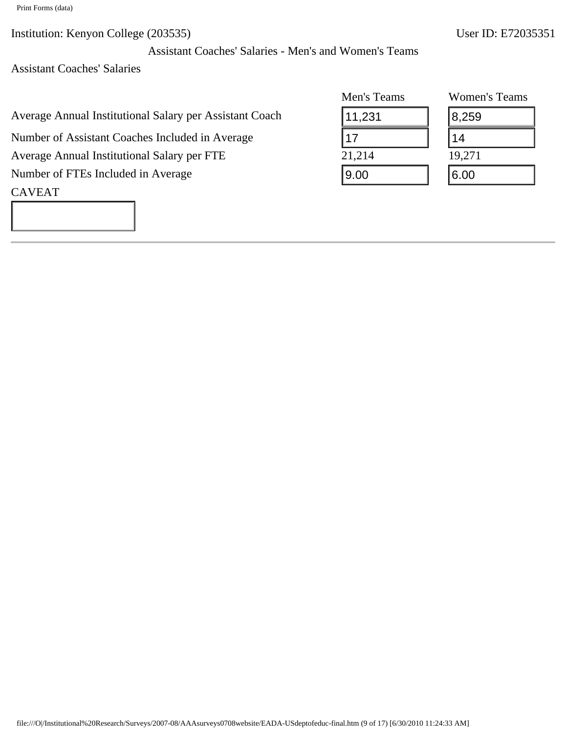Institution: Kenyon College (203535)

User ID: E72035351

## Assistant Coaches' Salaries - Men's and Women's Teams

### Assistant Coaches' Salaries

| | Men's Teams | Women's Teams |
|---|---|---|
| Average Annual Institutional Salary per Assistant Coach | 11,231 | 8,259 |
| Number of Assistant Coaches Included in Average | 17 | 14 |
| Average Annual Institutional Salary per FTE | 21,214 | 19,271 |
| Number of FTEs Included in Average | 9.00 | 6.00 |

CAVEAT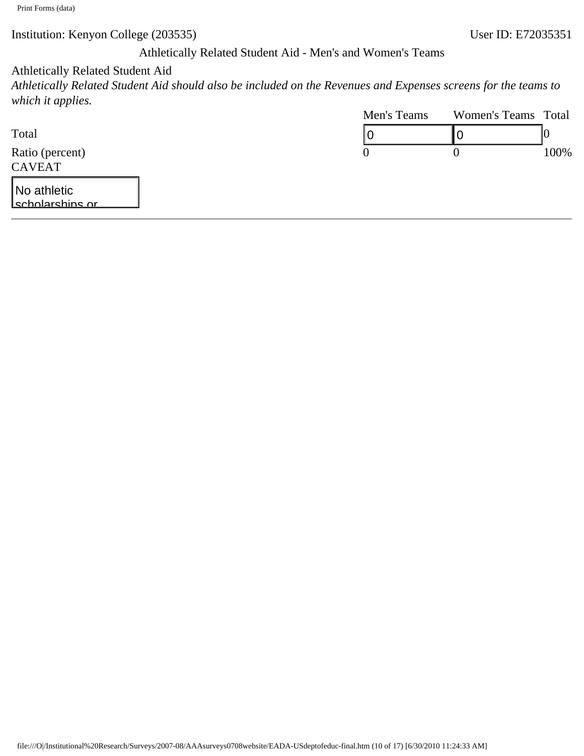Institution: Kenyon College (203535)

User ID: E72035351

## Athletically Related Student Aid - Men's and Women's Teams

Athletically Related Student Aid

*Athletically Related Student Aid should also be included on the Revenues and Expenses screens for the teams to which it applies.*

| | Men's Teams | Women's Teams | Total |
|---|---|---|---|
| Total | 0 | 0 | 0 |
| Ratio (percent) | 0 | 0 | 100% |

CAVEAT

No athletic scholarships or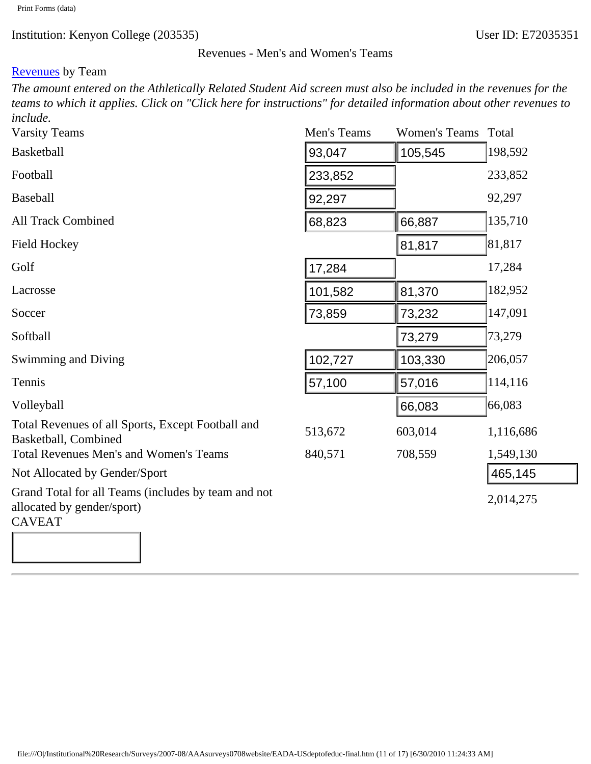Institution: Kenyon College (203535)

User ID: E72035351

Revenues - Men's and Women's Teams

Revenues by Team

*The amount entered on the Athletically Related Student Aid screen must also be included in the revenues for the teams to which it applies. Click on "Click here for instructions" for detailed information about other revenues to include.*

| Varsity Teams | Men's Teams | Women's Teams | Total |
|---|---|---|---|
| Basketball | 93,047 | 105,545 | 198,592 |
| Football | 233,852 | | 233,852 |
| Baseball | 92,297 | | 92,297 |
| All Track Combined | 68,823 | 66,887 | 135,710 |
| Field Hockey | | 81,817 | 81,817 |
| Golf | 17,284 | | 17,284 |
| Lacrosse | 101,582 | 81,370 | 182,952 |
| Soccer | 73,859 | 73,232 | 147,091 |
| Softball | | 73,279 | 73,279 |
| Swimming and Diving | 102,727 | 103,330 | 206,057 |
| Tennis | 57,100 | 57,016 | 114,116 |
| Volleyball | | 66,083 | 66,083 |
| Total Revenues of all Sports, Except Football and Basketball, Combined | 513,672 | 603,014 | 1,116,686 |
| Total Revenues Men's and Women's Teams | 840,571 | 708,559 | 1,549,130 |
| Not Allocated by Gender/Sport | | | 465,145 |
| Grand Total for all Teams (includes by team and not allocated by gender/sport) | | | 2,014,275 |

CAVEAT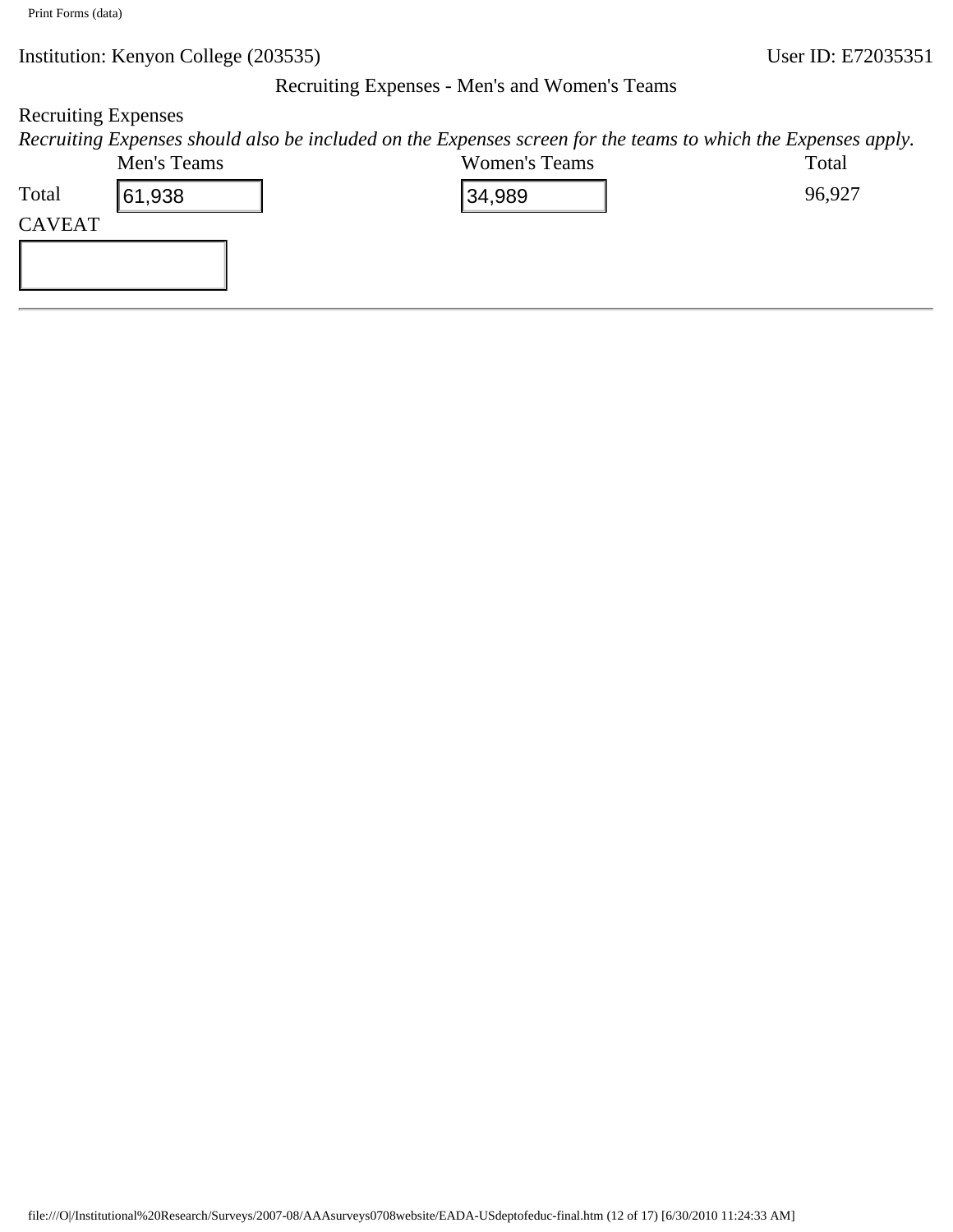Institution: Kenyon College (203535) User ID: E72035351

## Recruiting Expenses - Men's and Women's Teams

Recruiting Expenses

*Recruiting Expenses should also be included on the Expenses screen for the teams to which the Expenses apply.*

| | Men's Teams | Women's Teams | Total |
|---|---|---|---|
| Total | 61,938 | 34,989 | 96,927 |

CAVEAT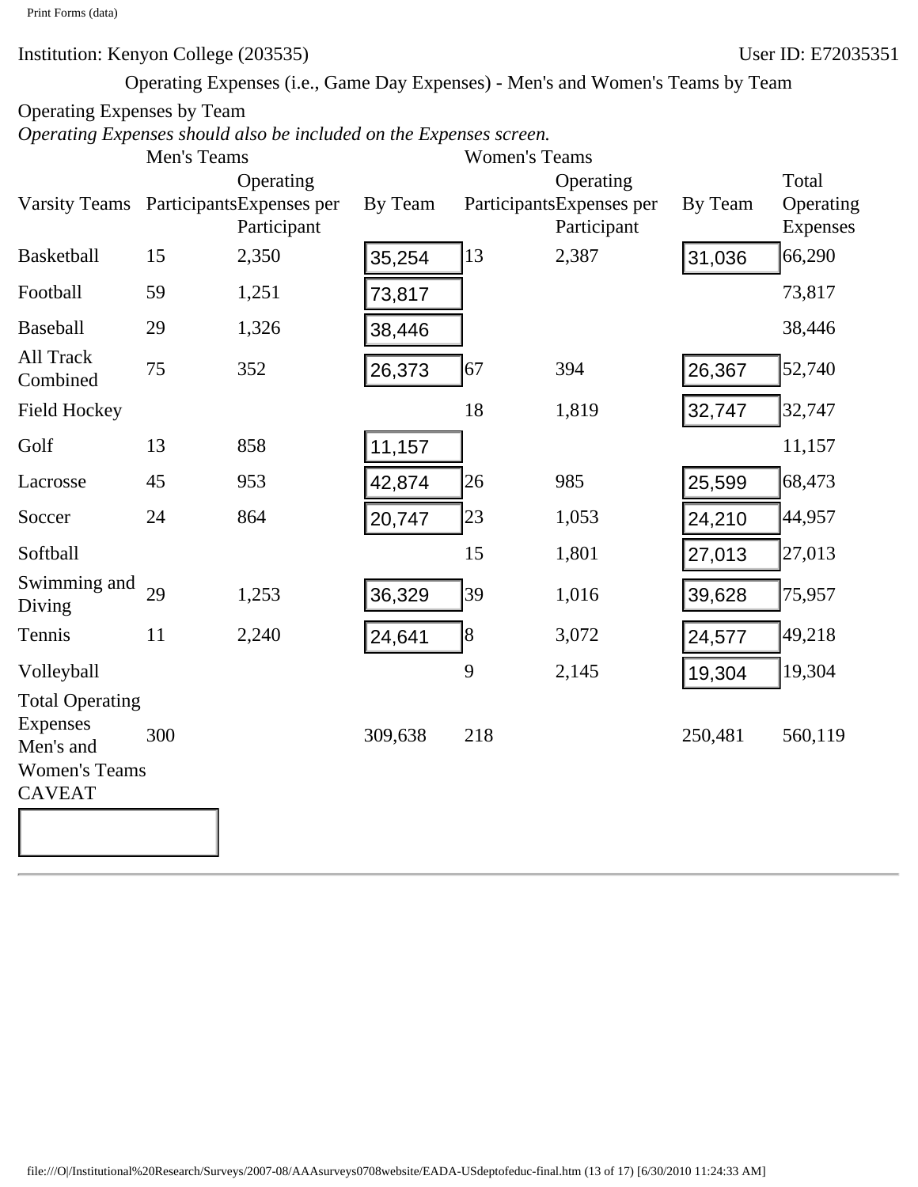Institution: Kenyon College (203535) User ID: E72035351

Operating Expenses (i.e., Game Day Expenses) - Men's and Women's Teams by Team

Operating Expenses by Team

*Operating Expenses should also be included on the Expenses screen.*

| | Men's Teams | | | Women's Teams | | | |
|---|---|---|---|---|---|---|---|
| Varsity Teams | Participants | Operating Expenses per Participant | By Team | Participants | Operating Expenses per Participant | By Team | Total Operating Expenses |
| Basketball | 15 | 2,350 | 35,254 | 13 | 2,387 | 31,036 | 66,290 |
| Football | 59 | 1,251 | 73,817 | | | | 73,817 |
| Baseball | 29 | 1,326 | 38,446 | | | | 38,446 |
| All Track Combined | 75 | 352 | 26,373 | 67 | 394 | 26,367 | 52,740 |
| Field Hockey | | | | 18 | 1,819 | 32,747 | 32,747 |
| Golf | 13 | 858 | 11,157 | | | | 11,157 |
| Lacrosse | 45 | 953 | 42,874 | 26 | 985 | 25,599 | 68,473 |
| Soccer | 24 | 864 | 20,747 | 23 | 1,053 | 24,210 | 44,957 |
| Softball | | | | 15 | 1,801 | 27,013 | 27,013 |
| Swimming and Diving | 29 | 1,253 | 36,329 | 39 | 1,016 | 39,628 | 75,957 |
| Tennis | 11 | 2,240 | 24,641 | 8 | 3,072 | 24,577 | 49,218 |
| Volleyball | | | | 9 | 2,145 | 19,304 | 19,304 |
| Total Operating Expenses Men's and Women's Teams | 300 | | 309,638 | 218 | | 250,481 | 560,119 |

CAVEAT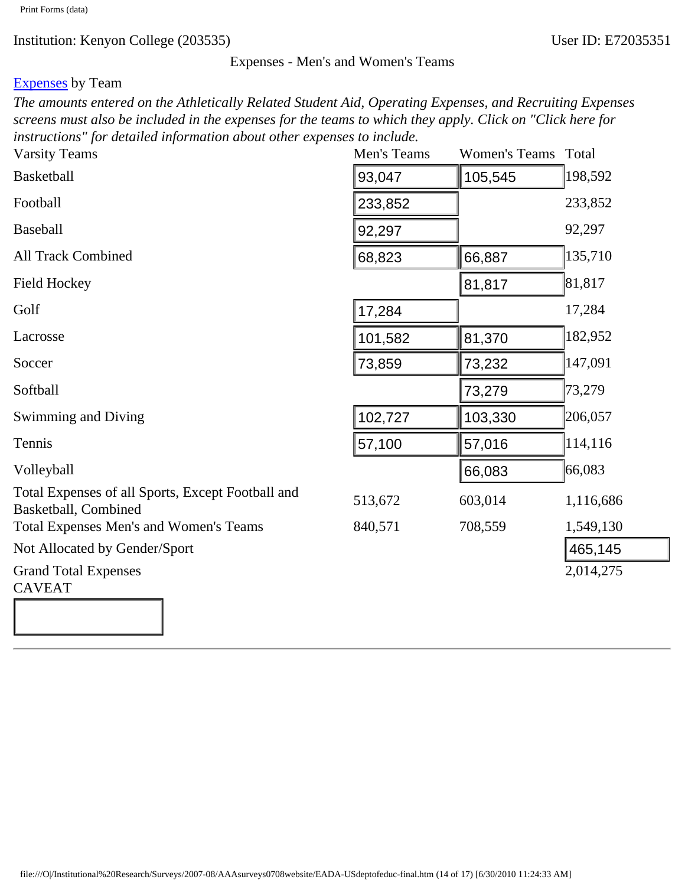Institution: Kenyon College (203535) User ID: E72035351

Expenses - Men's and Women's Teams

Expenses by Team

*The amounts entered on the Athletically Related Student Aid, Operating Expenses, and Recruiting Expenses screens must also be included in the expenses for the teams to which they apply. Click on "Click here for instructions" for detailed information about other expenses to include.*

| Varsity Teams | Men's Teams | Women's Teams | Total |
|---|---|---|---|
| Basketball | 93,047 | 105,545 | 198,592 |
| Football | 233,852 | | 233,852 |
| Baseball | 92,297 | | 92,297 |
| All Track Combined | 68,823 | 66,887 | 135,710 |
| Field Hockey | | 81,817 | 81,817 |
| Golf | 17,284 | | 17,284 |
| Lacrosse | 101,582 | 81,370 | 182,952 |
| Soccer | 73,859 | 73,232 | 147,091 |
| Softball | | 73,279 | 73,279 |
| Swimming and Diving | 102,727 | 103,330 | 206,057 |
| Tennis | 57,100 | 57,016 | 114,116 |
| Volleyball | | 66,083 | 66,083 |
| Total Expenses of all Sports, Except Football and Basketball, Combined | 513,672 | 603,014 | 1,116,686 |
| Total Expenses Men's and Women's Teams | 840,571 | 708,559 | 1,549,130 |
| Not Allocated by Gender/Sport | | | 465,145 |
| Grand Total Expenses | | | 2,014,275 |

CAVEAT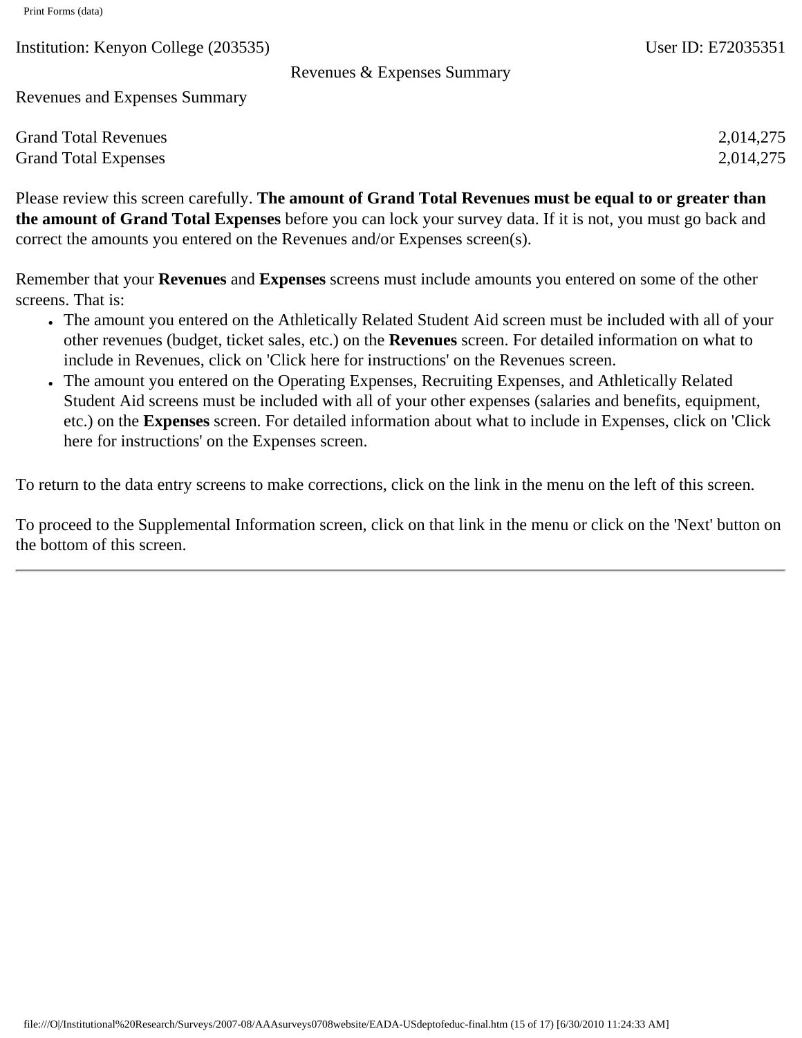Institution: Kenyon College (203535) User ID: E72035351

## Revenues & Expenses Summary

Revenues and Expenses Summary

| | |
|---|---|
| Grand Total Revenues | 2,014,275 |
| Grand Total Expenses | 2,014,275 |

Please review this screen carefully. **The amount of Grand Total Revenues must be equal to or greater than the amount of Grand Total Expenses** before you can lock your survey data. If it is not, you must go back and correct the amounts you entered on the Revenues and/or Expenses screen(s).

Remember that your **Revenues** and **Expenses** screens must include amounts you entered on some of the other screens. That is:

- The amount you entered on the Athletically Related Student Aid screen must be included with all of your other revenues (budget, ticket sales, etc.) on the **Revenues** screen. For detailed information on what to include in Revenues, click on 'Click here for instructions' on the Revenues screen.
- The amount you entered on the Operating Expenses, Recruiting Expenses, and Athletically Related Student Aid screens must be included with all of your other expenses (salaries and benefits, equipment, etc.) on the **Expenses** screen. For detailed information about what to include in Expenses, click on 'Click here for instructions' on the Expenses screen.

To return to the data entry screens to make corrections, click on the link in the menu on the left of this screen.

To proceed to the Supplemental Information screen, click on that link in the menu or click on the 'Next' button on the bottom of this screen.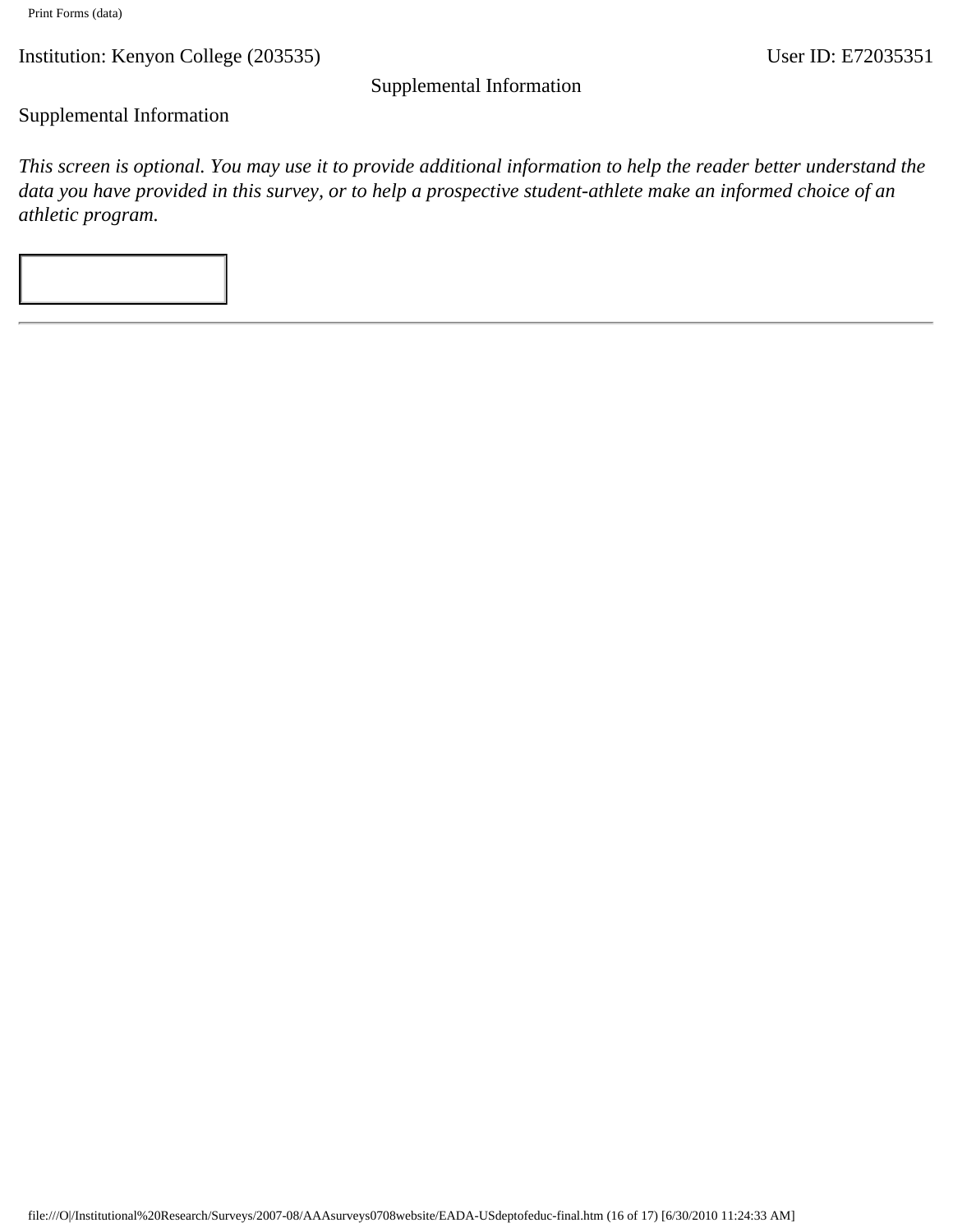Institution: Kenyon College (203535) User ID: E72035351

## Supplemental Information

Supplemental Information

*This screen is optional. You may use it to provide additional information to help the reader better understand the data you have provided in this survey, or to help a prospective student-athlete make an informed choice of an athletic program.*

---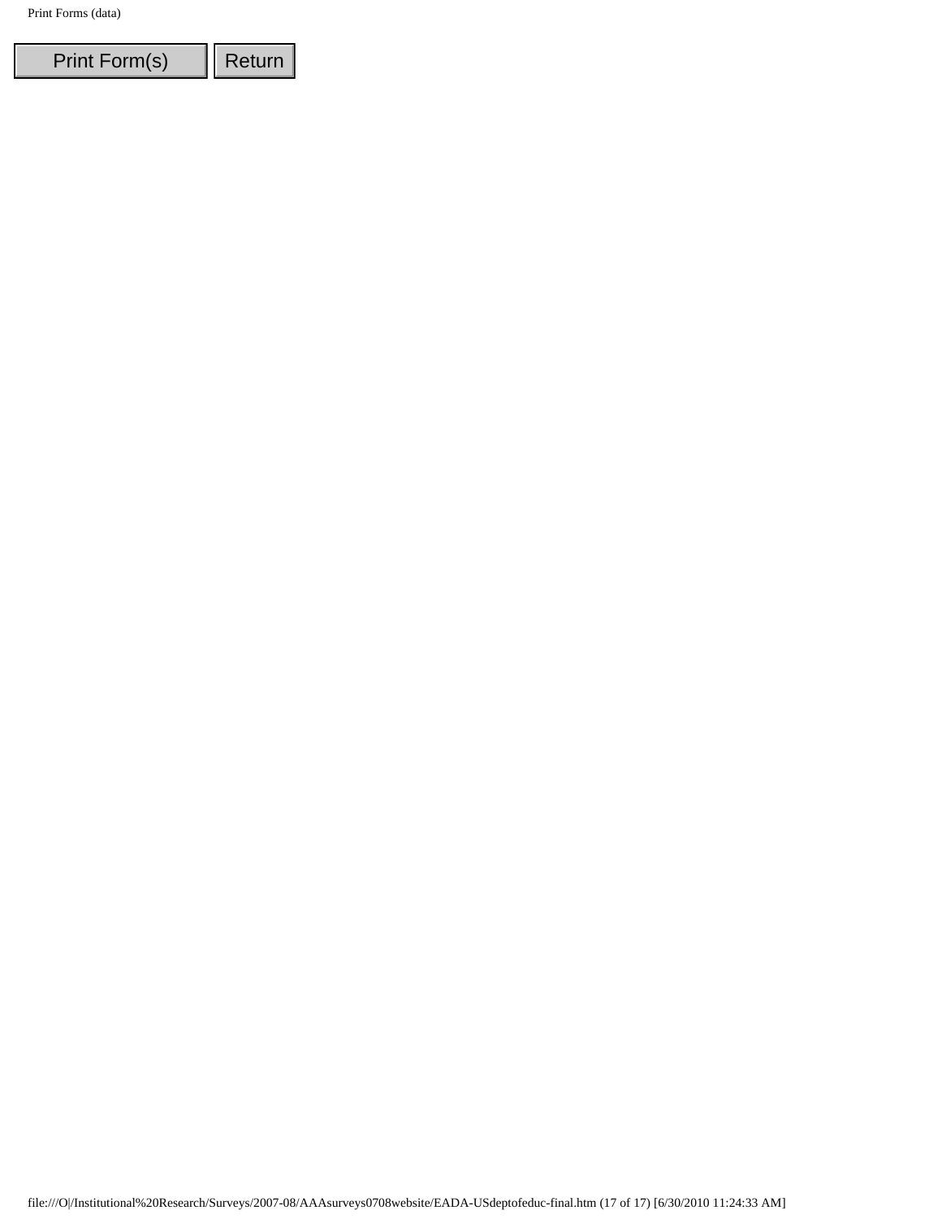Print Form(s) Return